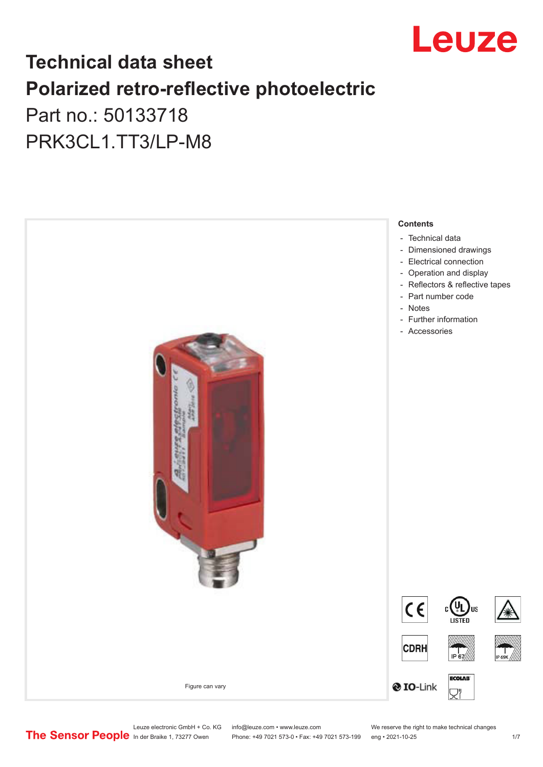# Technical data sheet

# Polarized retro-reflective photoelectric

## Part no.: 50133718

## PRK3CL1.TT3/LP-M8

Figure can vary

**Contents**

- Technical data
- Dimensioned drawings
- Electrical connection
- Operation and display
- Reflectors & reflective tapes
- Part number code
- Notes
- Further information
- Accessories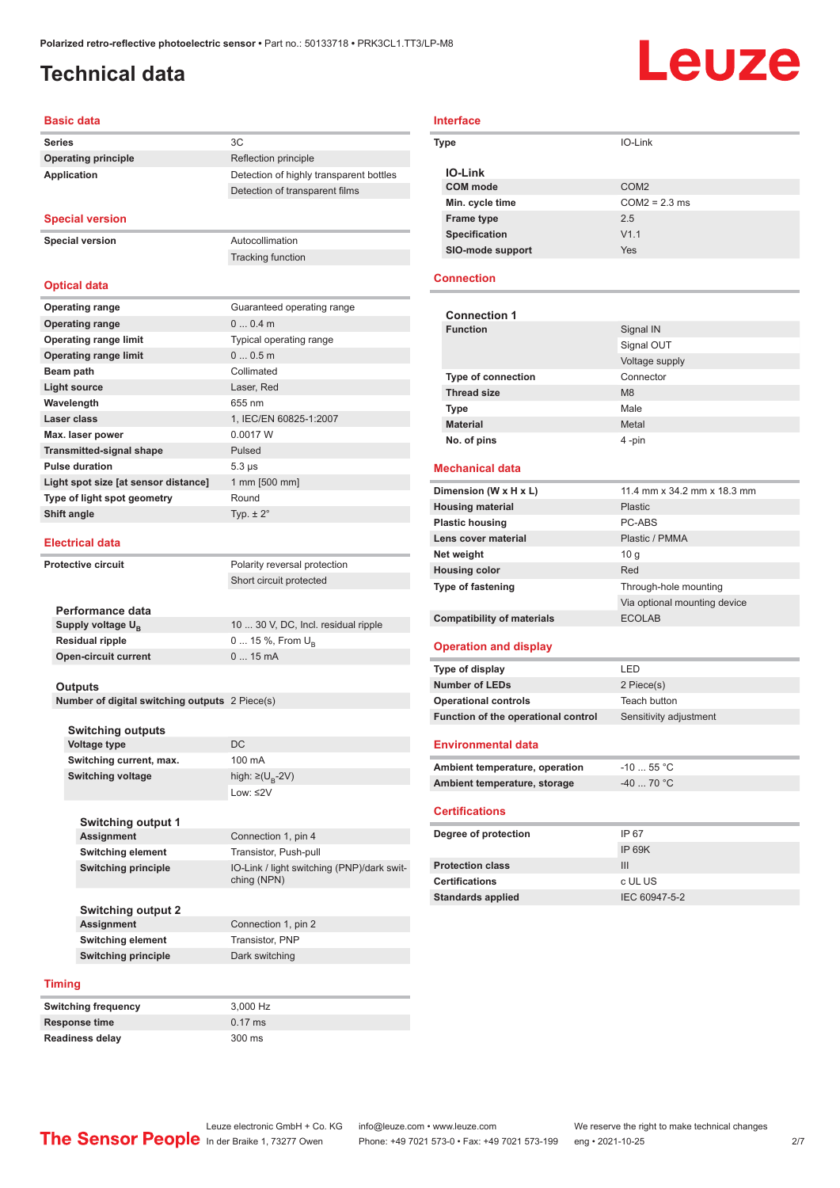# Technical data

## Basic data

| | |
|---|---|
| **Series** | 3C |
| **Operating principle** | Reflection principle |
| **Application** | Detection of highly transparent bottles |
| | Detection of transparent films |

## Special version

| | |
|---|---|
| **Special version** | Autocollimation |
| | Tracking function |

## Optical data

| | |
|---|---|
| **Operating range** | Guaranteed operating range |
| **Operating range** | 0 ... 0.4 m |
| **Operating range limit** | Typical operating range |
| **Operating range limit** | 0 ... 0.5 m |
| **Beam path** | Collimated |
| **Light source** | Laser, Red |
| **Wavelength** | 655 nm |
| **Laser class** | 1, IEC/EN 60825-1:2007 |
| **Max. laser power** | 0.0017 W |
| **Transmitted-signal shape** | Pulsed |
| **Pulse duration** | 5.3 µs |
| **Light spot size [at sensor distance]** | 1 mm [500 mm] |
| **Type of light spot geometry** | Round |
| **Shift angle** | Typ. ± 2° |

## Electrical data

| | |
|---|---|
| **Protective circuit** | Polarity reversal protection |
| | Short circuit protected |

### Performance data

| | |
|---|---|
| **Supply voltage $U_B$** | 10 ... 30 V, DC, Incl. residual ripple |
| **Residual ripple** | 0 ... 15 %, From $U_B$ |
| **Open-circuit current** | 0 ... 15 mA |

### Outputs

| | |
|---|---|
| **Number of digital switching outputs** | 2 Piece(s) |

### Switching outputs

| | |
|---|---|
| **Voltage type** | DC |
| **Switching current, max.** | 100 mA |
| **Switching voltage** | high: ≥($U_B$-2V) |
| | Low: ≤2V |

### Switching output 1

| | |
|---|---|
| **Assignment** | Connection 1, pin 4 |
| **Switching element** | Transistor, Push-pull |
| **Switching principle** | IO-Link / light switching (PNP)/dark switching (NPN) |

### Switching output 2

| | |
|---|---|
| **Assignment** | Connection 1, pin 2 |
| **Switching element** | Transistor, PNP |
| **Switching principle** | Dark switching |

## Timing

| | |
|---|---|
| **Switching frequency** | 3,000 Hz |
| **Response time** | 0.17 ms |
| **Readiness delay** | 300 ms |

## Interface

| | |
|---|---|
| **Type** | IO-Link |

### IO-Link

| | |
|---|---|
| **COM mode** | COM2 |
| **Min. cycle time** | COM2 = 2.3 ms |
| **Frame type** | 2.5 |
| **Specification** | V1.1 |
| **SIO-mode support** | Yes |

## Connection

### Connection 1

| | |
|---|---|
| **Function** | Signal IN |
| | Signal OUT |
| | Voltage supply |
| **Type of connection** | Connector |
| **Thread size** | M8 |
| **Type** | Male |
| **Material** | Metal |
| **No. of pins** | 4 -pin |

## Mechanical data

| | |
|---|---|
| **Dimension (W x H x L)** | 11.4 mm x 34.2 mm x 18.3 mm |
| **Housing material** | Plastic |
| **Plastic housing** | PC-ABS |
| **Lens cover material** | Plastic / PMMA |
| **Net weight** | 10 g |
| **Housing color** | Red |
| **Type of fastening** | Through-hole mounting |
| | Via optional mounting device |
| **Compatibility of materials** | ECOLAB |

## Operation and display

| | |
|---|---|
| **Type of display** | LED |
| **Number of LEDs** | 2 Piece(s) |
| **Operational controls** | Teach button |
| **Function of the operational control** | Sensitivity adjustment |

## Environmental data

| | |
|---|---|
| **Ambient temperature, operation** | -10 ... 55 °C |
| **Ambient temperature, storage** | -40 ... 70 °C |

## Certifications

| | |
|---|---|
| **Degree of protection** | IP 67 |
| | IP 69K |
| **Protection class** | III |
| **Certifications** | c UL US |
| **Standards applied** | IEC 60947-5-2 |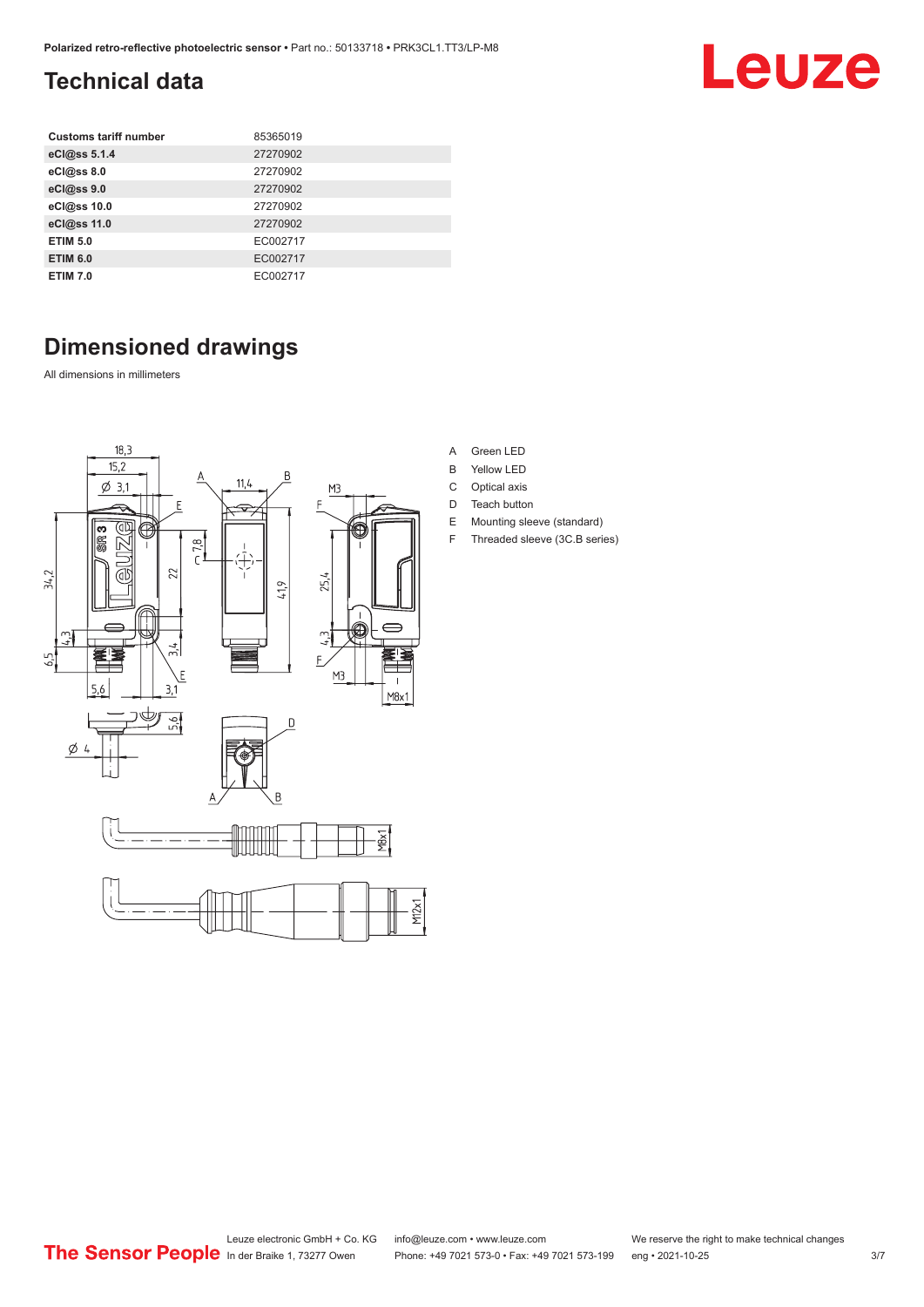## Technical data

| Customs tariff number | 85365019 |
|---|---|
| eCl@ss 5.1.4 | 27270902 |
| eCl@ss 8.0 | 27270902 |
| eCl@ss 9.0 | 27270902 |
| eCl@ss 10.0 | 27270902 |
| eCl@ss 11.0 | 27270902 |
| ETIM 5.0 | EC002717 |
| ETIM 6.0 | EC002717 |
| ETIM 7.0 | EC002717 |

## Dimensioned drawings

All dimensions in millimeters

A Green LED
B Yellow LED
C Optical axis
D Teach button
E Mounting sleeve (standard)
F Threaded sleeve (3C.B series)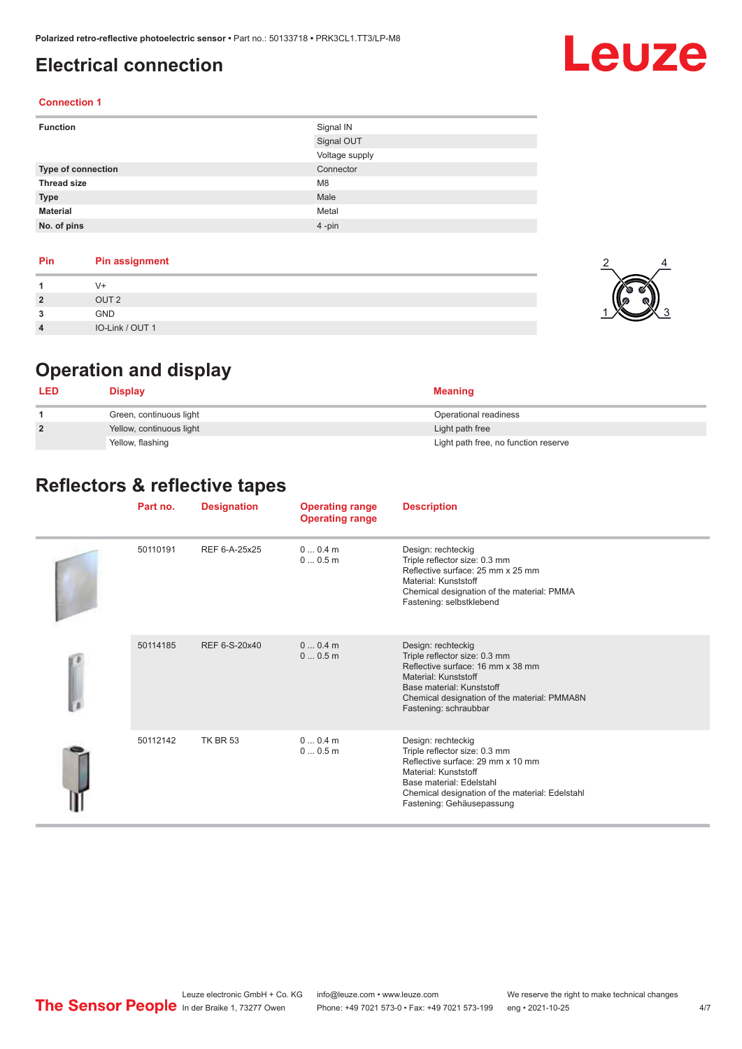# Electrical connection

### Connection 1

| | |
|---|---|
| **Function** | Signal IN |
| | Signal OUT |
| | Voltage supply |
| **Type of connection** | Connector |
| **Thread size** | M8 |
| **Type** | Male |
| **Material** | Metal |
| **No. of pins** | 4 -pin |

| Pin | Pin assignment |
|---|---|
| 1 | V+ |
| 2 | OUT 2 |
| 3 | GND |
| 4 | IO-Link / OUT 1 |

# Operation and display

| LED | Display | Meaning |
|---|---|---|
| 1 | Green, continuous light | Operational readiness |
| 2 | Yellow, continuous light | Light path free |
| | Yellow, flashing | Light path free, no function reserve |

# Reflectors & reflective tapes

| Part no. | Designation | Operating range<br>Operating range | Description |
|---|---|---|---|
| 50110191 | REF 6-A-25x25 | 0 ... 0.4 m<br>0 ... 0.5 m | Design: rechteckig<br>Triple reflector size: 0.3 mm<br>Reflective surface: 25 mm x 25 mm<br>Material: Kunststoff<br>Chemical designation of the material: PMMA<br>Fastening: selbstklebend |
| 50114185 | REF 6-S-20x40 | 0 ... 0.4 m<br>0 ... 0.5 m | Design: rechteckig<br>Triple reflector size: 0.3 mm<br>Reflective surface: 16 mm x 38 mm<br>Material: Kunststoff<br>Base material: Kunststoff<br>Chemical designation of the material: PMMA8N<br>Fastening: schraubbar |
| 50112142 | TK BR 53 | 0 ... 0.4 m<br>0 ... 0.5 m | Design: rechteckig<br>Triple reflector size: 0.3 mm<br>Reflective surface: 29 mm x 10 mm<br>Material: Kunststoff<br>Base material: Edelstahl<br>Chemical designation of the material: Edelstahl<br>Fastening: Gehäusepassung |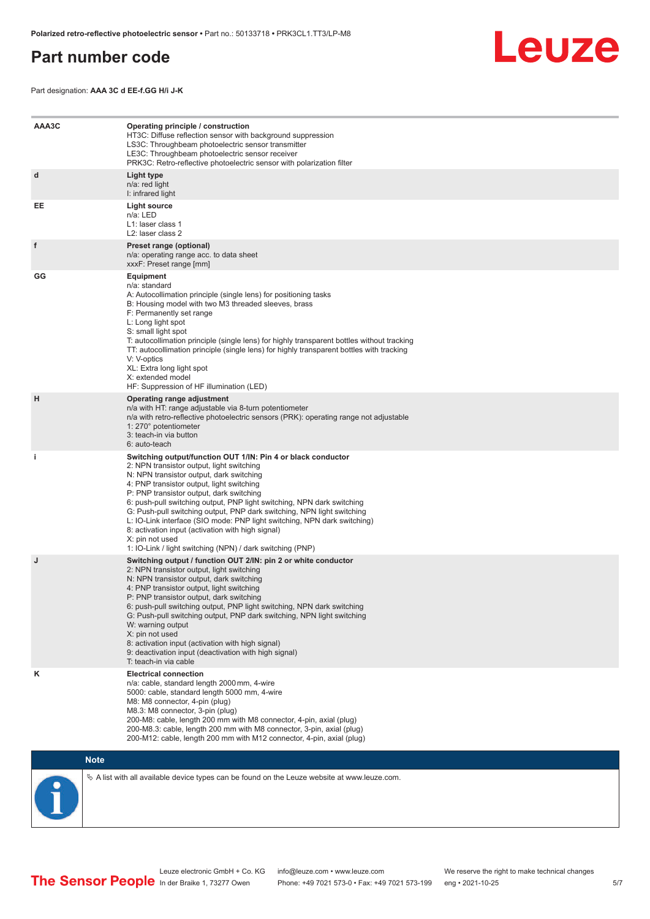# Part number code

Part designation: **AAA 3C d EE-f.GG H/i J-K**

| | |
|---|---|
| **AAA3C** | **Operating principle / construction**<br>HT3C: Diffuse reflection sensor with background suppression<br>LS3C: Throughbeam photoelectric sensor transmitter<br>LE3C: Throughbeam photoelectric sensor receiver<br>PRK3C: Retro-reflective photoelectric sensor with polarization filter |
| **d** | **Light type**<br>n/a: red light<br>I: infrared light |
| **EE** | **Light source**<br>n/a: LED<br>L1: laser class 1<br>L2: laser class 2 |
| **f** | **Preset range (optional)**<br>n/a: operating range acc. to data sheet<br>xxxF: Preset range [mm] |
| **GG** | **Equipment**<br>n/a: standard<br>A: Autocollimation principle (single lens) for positioning tasks<br>B: Housing model with two M3 threaded sleeves, brass<br>F: Permanently set range<br>L: Long light spot<br>S: small light spot<br>T: autocollimation principle (single lens) for highly transparent bottles without tracking<br>TT: autocollimation principle (single lens) for highly transparent bottles with tracking<br>V: V-optics<br>XL: Extra long light spot<br>X: extended model<br>HF: Suppression of HF illumination (LED) |
| **H** | **Operating range adjustment**<br>n/a with HT: range adjustable via 8-turn potentiometer<br>n/a with retro-reflective photoelectric sensors (PRK): operating range not adjustable<br>1: 270° potentiometer<br>3: teach-in via button<br>6: auto-teach |
| **i** | **Switching output/function OUT 1/IN: Pin 4 or black conductor**<br>2: NPN transistor output, light switching<br>N: NPN transistor output, dark switching<br>4: PNP transistor output, light switching<br>P: PNP transistor output, dark switching<br>6: push-pull switching output, PNP light switching, NPN dark switching<br>G: Push-pull switching output, PNP dark switching, NPN light switching<br>L: IO-Link interface (SIO mode: PNP light switching, NPN dark switching)<br>8: activation input (activation with high signal)<br>X: pin not used<br>1: IO-Link / light switching (NPN) / dark switching (PNP) |
| **J** | **Switching output / function OUT 2/IN: pin 2 or white conductor**<br>2: NPN transistor output, light switching<br>N: NPN transistor output, dark switching<br>4: PNP transistor output, light switching<br>P: PNP transistor output, dark switching<br>6: push-pull switching output, PNP light switching, NPN dark switching<br>G: Push-pull switching output, PNP dark switching, NPN light switching<br>W: warning output<br>X: pin not used<br>8: activation input (activation with high signal)<br>9: deactivation input (deactivation with high signal)<br>T: teach-in via cable |
| **K** | **Electrical connection**<br>n/a: cable, standard length 2000 mm, 4-wire<br>5000: cable, standard length 5000 mm, 4-wire<br>M8: M8 connector, 4-pin (plug)<br>M8.3: M8 connector, 3-pin (plug)<br>200-M8: cable, length 200 mm with M8 connector, 4-pin, axial (plug)<br>200-M8.3: cable, length 200 mm with M8 connector, 3-pin, axial (plug)<br>200-M12: cable, length 200 mm with M12 connector, 4-pin, axial (plug) |

**Note**

↳ A list with all available device types can be found on the Leuze website at www.leuze.com.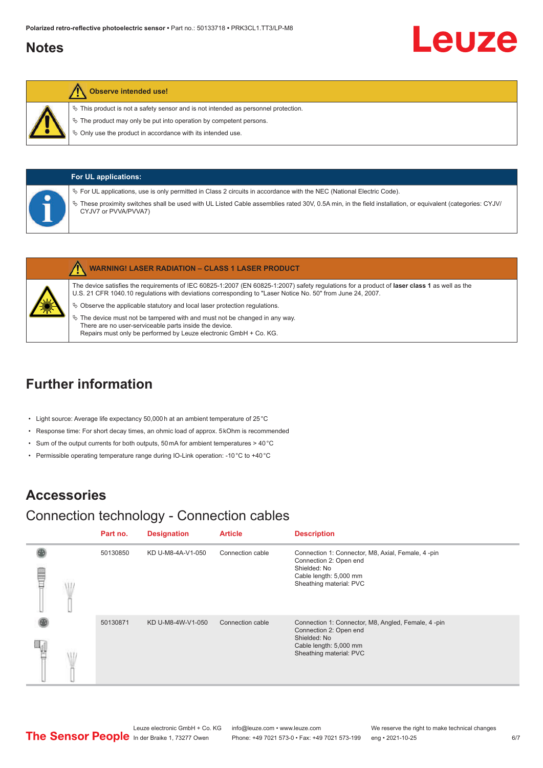## Notes

**Observe intended use!**

- ✎ This product is not a safety sensor and is not intended as personnel protection.
- ✎ The product may only be put into operation by competent persons.
- ✎ Only use the product in accordance with its intended use.

**For UL applications:**

- ✎ For UL applications, use is only permitted in Class 2 circuits in accordance with the NEC (National Electric Code).
- ✎ These proximity switches shall be used with UL Listed Cable assemblies rated 30V, 0.5A min, in the field installation, or equivalent (categories: CYJV/CYJV7 or PVVA/PVVA7)

**WARNING! LASER RADIATION – CLASS 1 LASER PRODUCT**

The device satisfies the requirements of IEC 60825-1:2007 (EN 60825-1:2007) safety regulations for a product of **laser class 1** as well as the U.S. 21 CFR 1040.10 regulations with deviations corresponding to "Laser Notice No. 50" from June 24, 2007.

- ✎ Observe the applicable statutory and local laser protection regulations.
- ✎ The device must not be tampered with and must not be changed in any way.
  There are no user-serviceable parts inside the device.
  Repairs must only be performed by Leuze electronic GmbH + Co. KG.

## Further information

- Light source: Average life expectancy 50,000 h at an ambient temperature of 25 °C
- Response time: For short decay times, an ohmic load of approx. 5 kOhm is recommended
- Sum of the output currents for both outputs, 50 mA for ambient temperatures > 40 °C
- Permissible operating temperature range during IO-Link operation: -10 °C to +40 °C

## Accessories

### Connection technology - Connection cables

| | Part no. | Designation | Article | Description |
|---|---|---|---|---|
| | 50130850 | KD U-M8-4A-V1-050 | Connection cable | Connection 1: Connector, M8, Axial, Female, 4 -pin<br>Connection 2: Open end<br>Shielded: No<br>Cable length: 5,000 mm<br>Sheathing material: PVC |
| | 50130871 | KD U-M8-4W-V1-050 | Connection cable | Connection 1: Connector, M8, Angled, Female, 4 -pin<br>Connection 2: Open end<br>Shielded: No<br>Cable length: 5,000 mm<br>Sheathing material: PVC |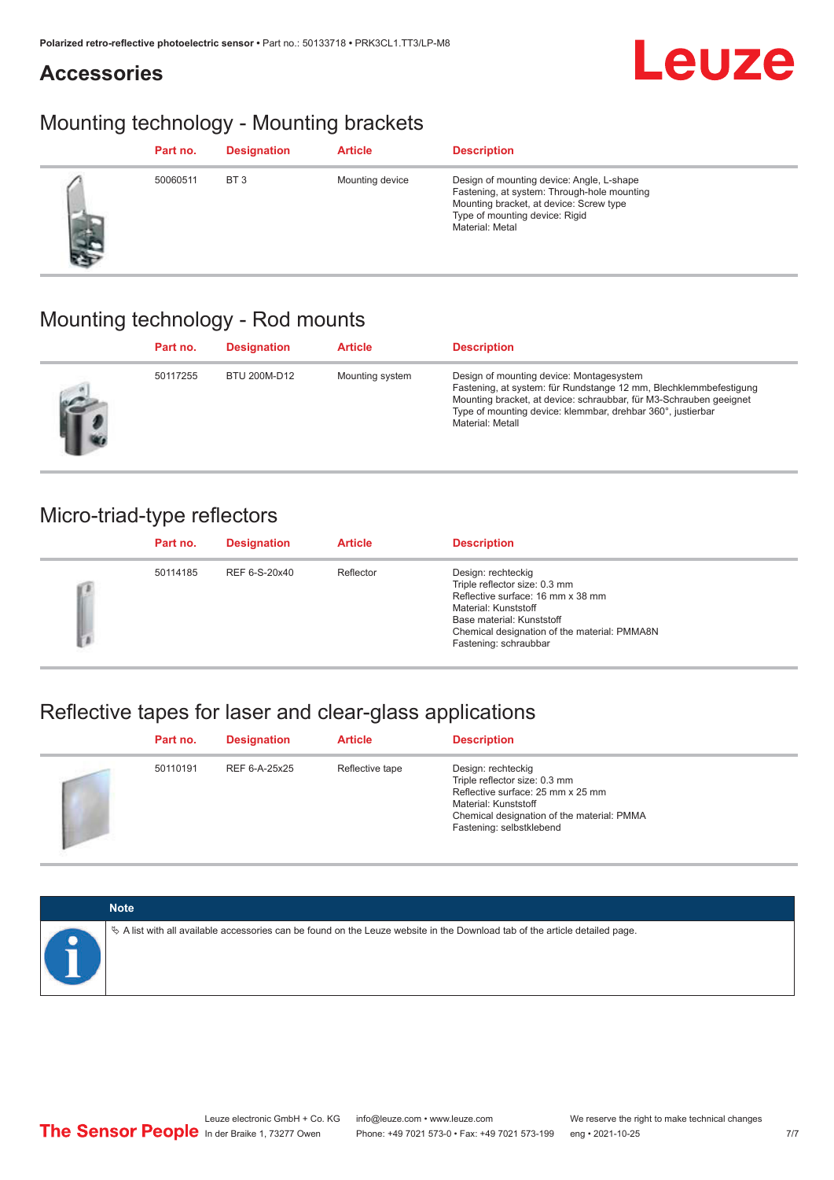## Accessories

### Mounting technology - Mounting brackets

| Part no. | Designation | Article | Description |
|---|---|---|---|
| 50060511 | BT 3 | Mounting device | Design of mounting device: Angle, L-shape<br>Fastening, at system: Through-hole mounting<br>Mounting bracket, at device: Screw type<br>Type of mounting device: Rigid<br>Material: Metal |

### Mounting technology - Rod mounts

| Part no. | Designation | Article | Description |
|---|---|---|---|
| 50117255 | BTU 200M-D12 | Mounting system | Design of mounting device: Montagesystem<br>Fastening, at system: für Rundstange 12 mm, Blechklemmbefestigung<br>Mounting bracket, at device: schraubbar, für M3-Schrauben geeignet<br>Type of mounting device: klemmbar, drehbar 360°, justierbar<br>Material: Metall |

### Micro-triad-type reflectors

| Part no. | Designation | Article | Description |
|---|---|---|---|
| 50114185 | REF 6-S-20x40 | Reflector | Design: rechteckig<br>Triple reflector size: 0.3 mm<br>Reflective surface: 16 mm x 38 mm<br>Material: Kunststoff<br>Base material: Kunststoff<br>Chemical designation of the material: PMMA8N<br>Fastening: schraubbar |

### Reflective tapes for laser and clear-glass applications

| Part no. | Designation | Article | Description |
|---|---|---|---|
| 50110191 | REF 6-A-25x25 | Reflective tape | Design: rechteckig<br>Triple reflector size: 0.3 mm<br>Reflective surface: 25 mm x 25 mm<br>Material: Kunststoff<br>Chemical designation of the material: PMMA<br>Fastening: selbstklebend |

**Note**

- A list with all available accessories can be found on the Leuze website in the Download tab of the article detailed page.